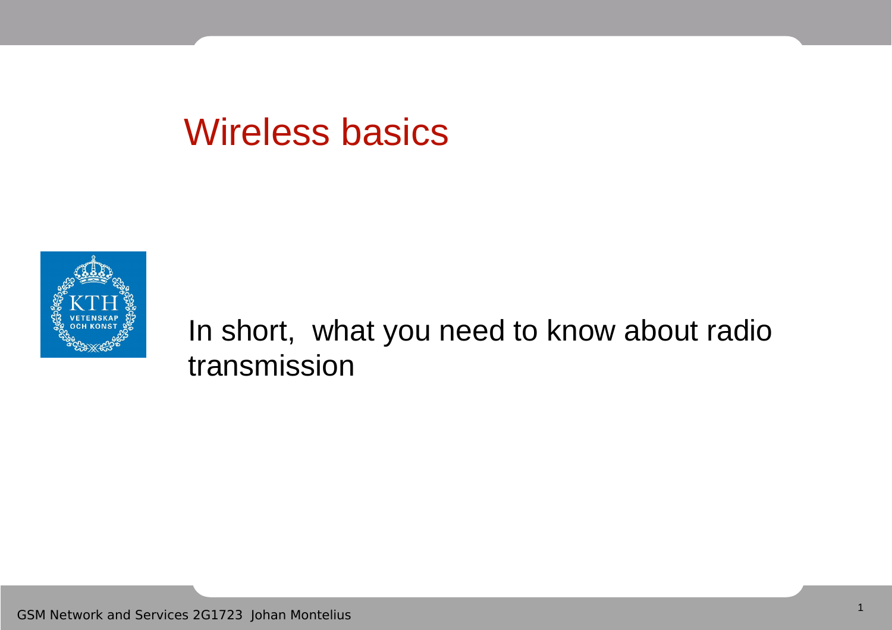# Wireless basics

In short, what you need to know about radio transmission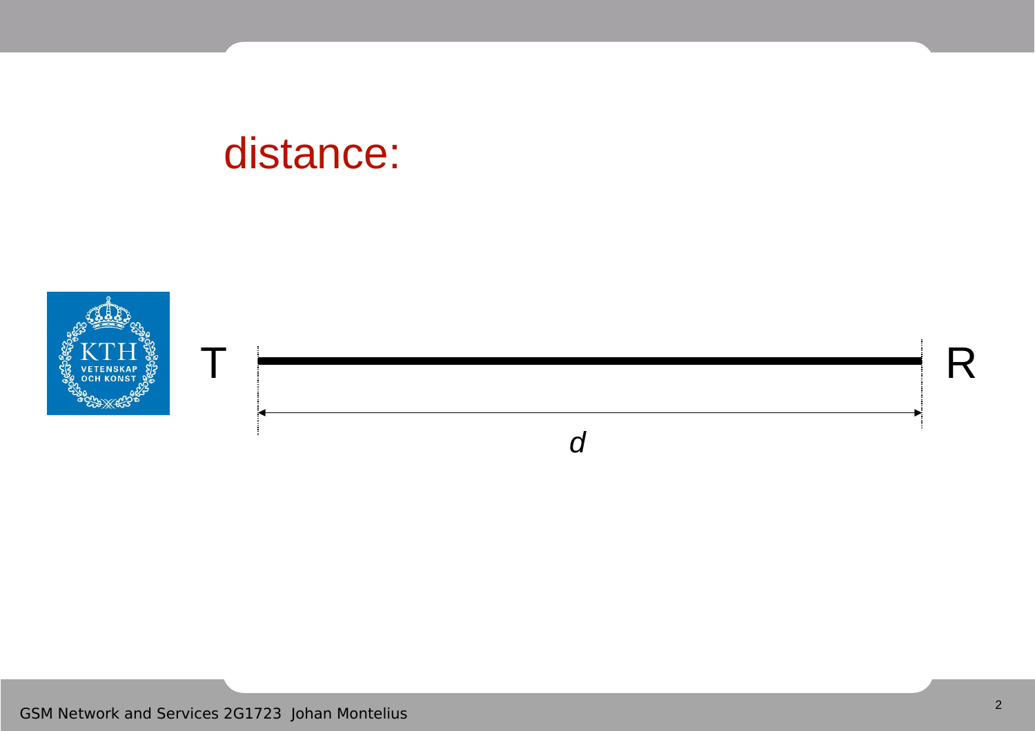# distance:

T R

*d*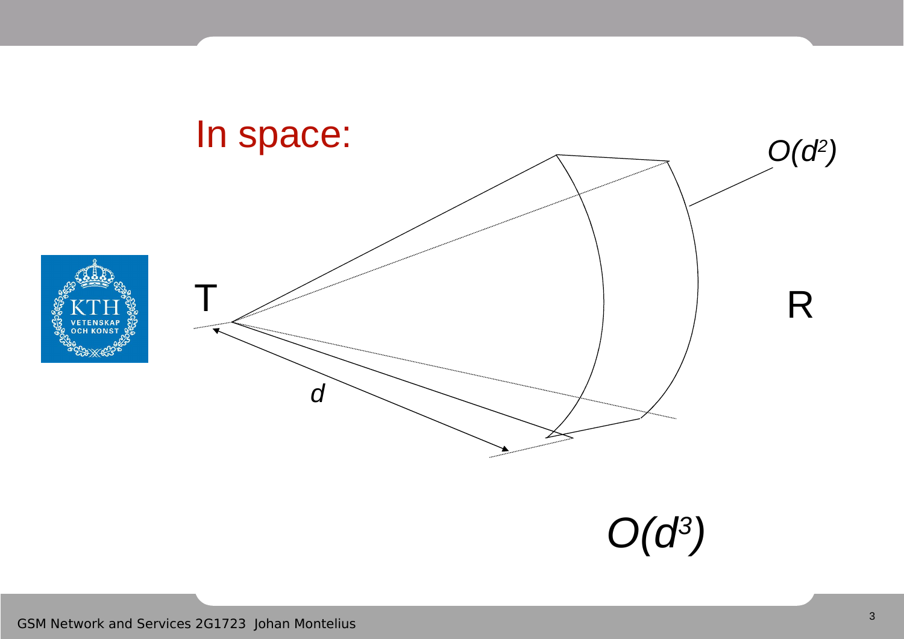## In space:

T

R

$d$

$O(d^2)$

$O(d^3)$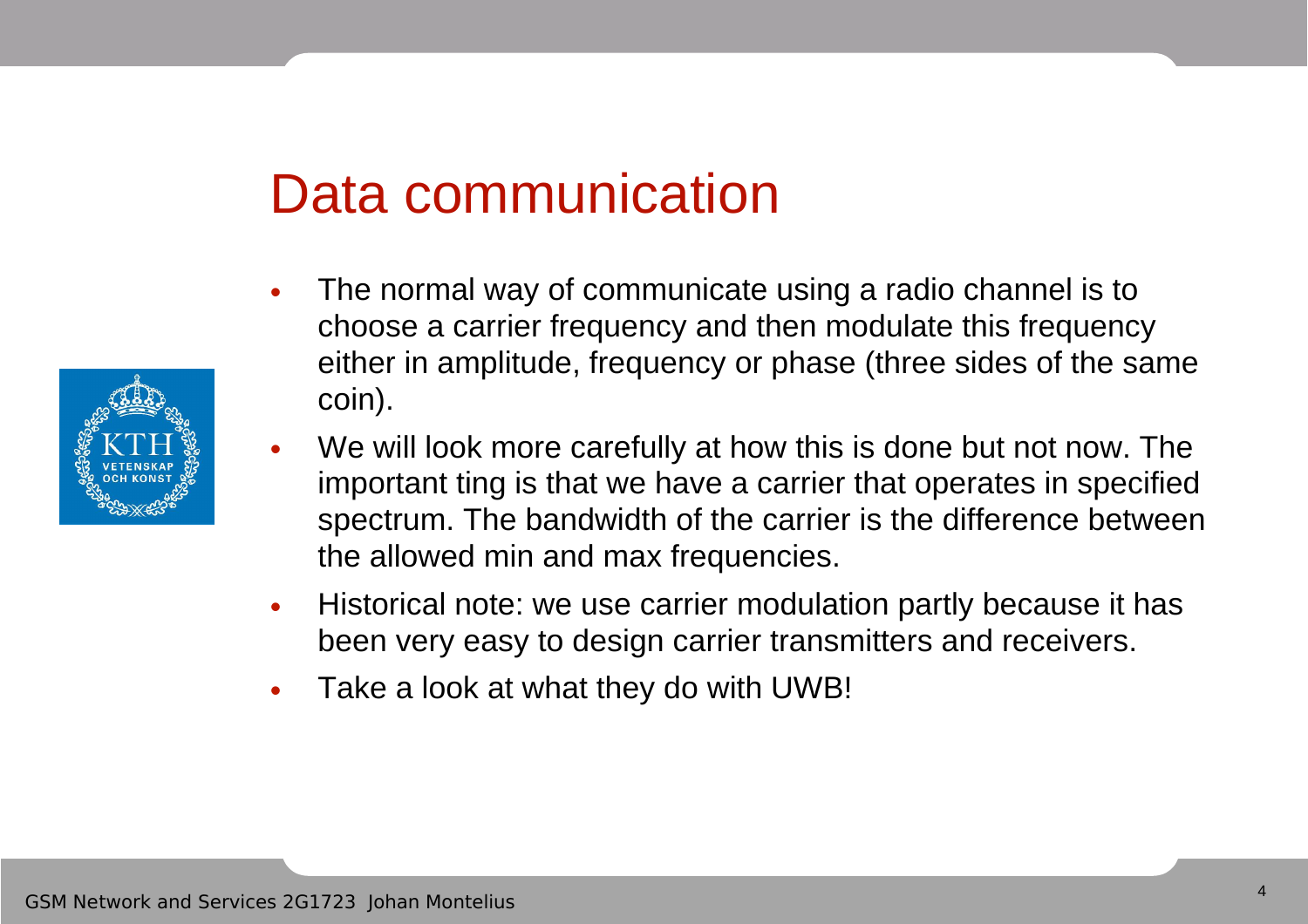# Data communication

- The normal way of communicate using a radio channel is to choose a carrier frequency and then modulate this frequency either in amplitude, frequency or phase (three sides of the same coin).
- We will look more carefully at how this is done but not now. The important ting is that we have a carrier that operates in specified spectrum. The bandwidth of the carrier is the difference between the allowed min and max frequencies.
- Historical note: we use carrier modulation partly because it has been very easy to design carrier transmitters and receivers.
- Take a look at what they do with UWB!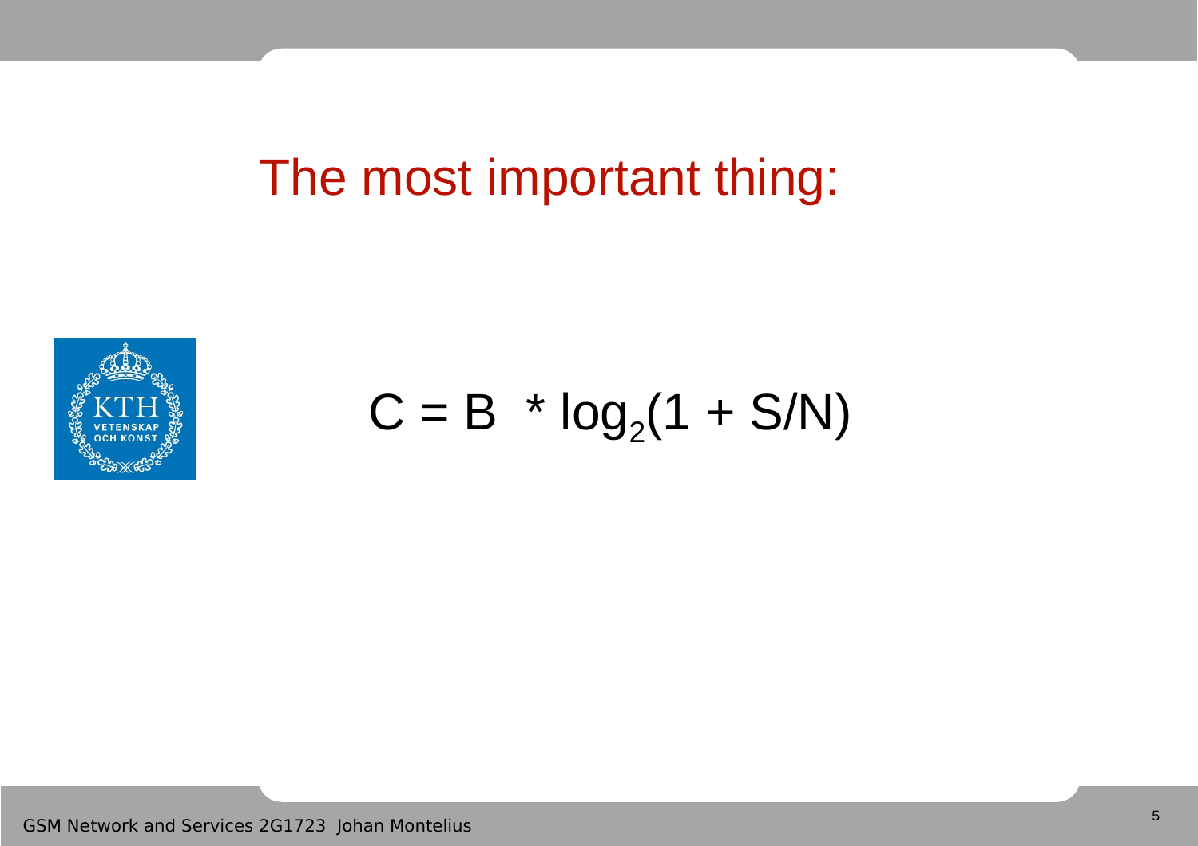# The most important thing:

$$C = B * \log_2(1 + S/N)$$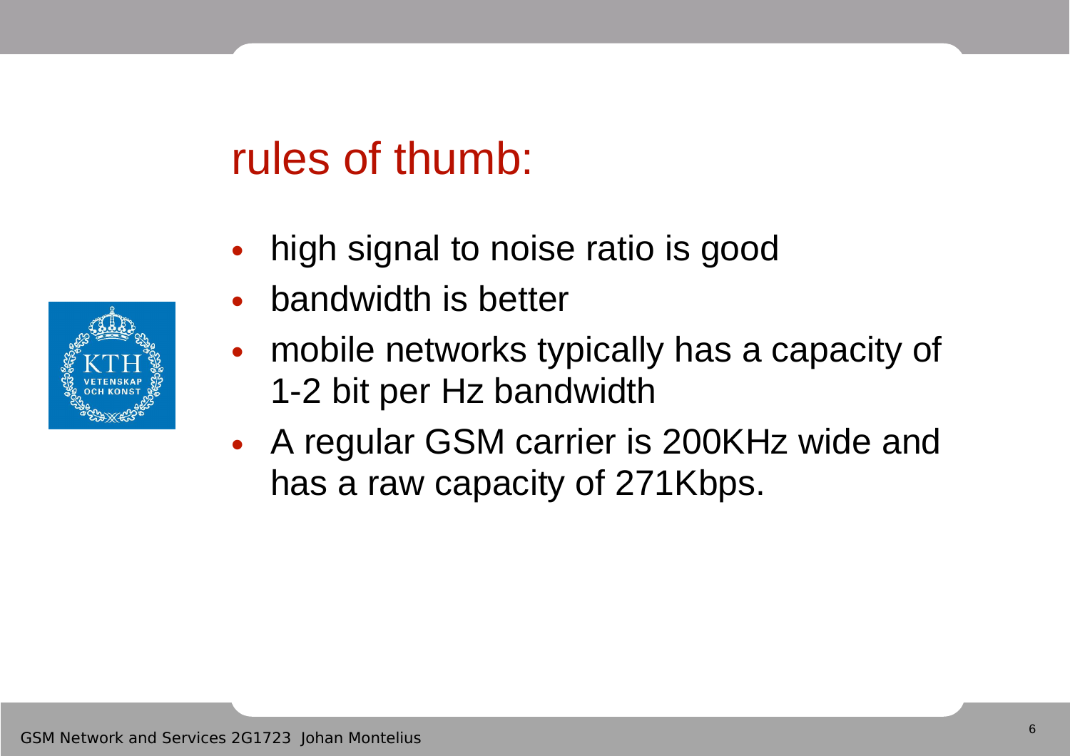# rules of thumb:

- high signal to noise ratio is good
- bandwidth is better
- mobile networks typically has a capacity of 1-2 bit per Hz bandwidth
- A regular GSM carrier is 200KHz wide and has a raw capacity of 271Kbps.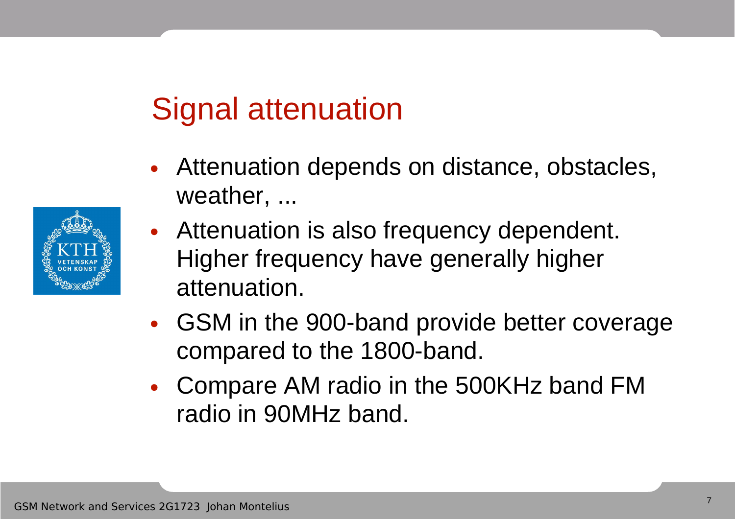# Signal attenuation

- Attenuation depends on distance, obstacles, weather, ...
- Attenuation is also frequency dependent. Higher frequency have generally higher attenuation.
- GSM in the 900-band provide better coverage compared to the 1800-band.
- Compare AM radio in the 500KHz band FM radio in 90MHz band.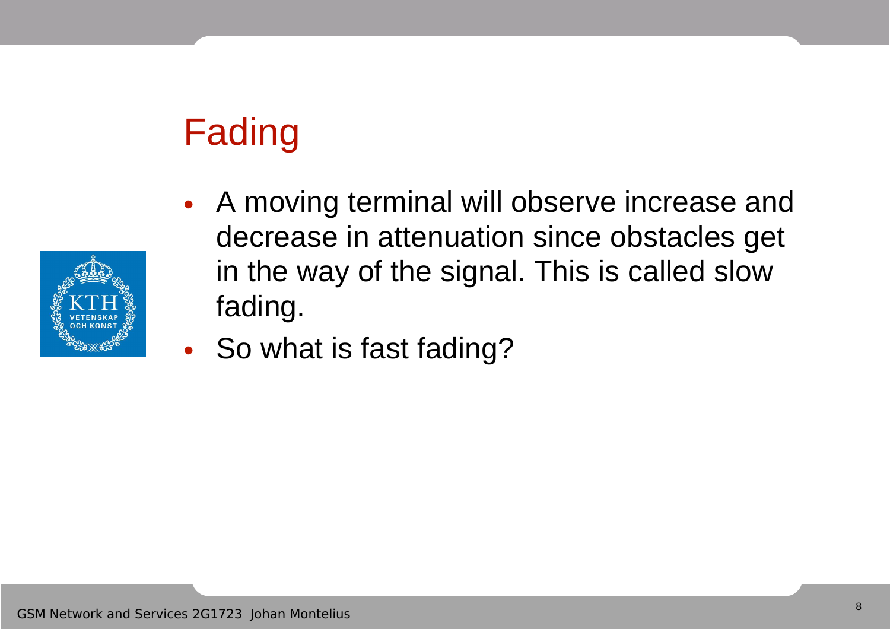# Fading

- A moving terminal will observe increase and decrease in attenuation since obstacles get in the way of the signal. This is called slow fading.
- So what is fast fading?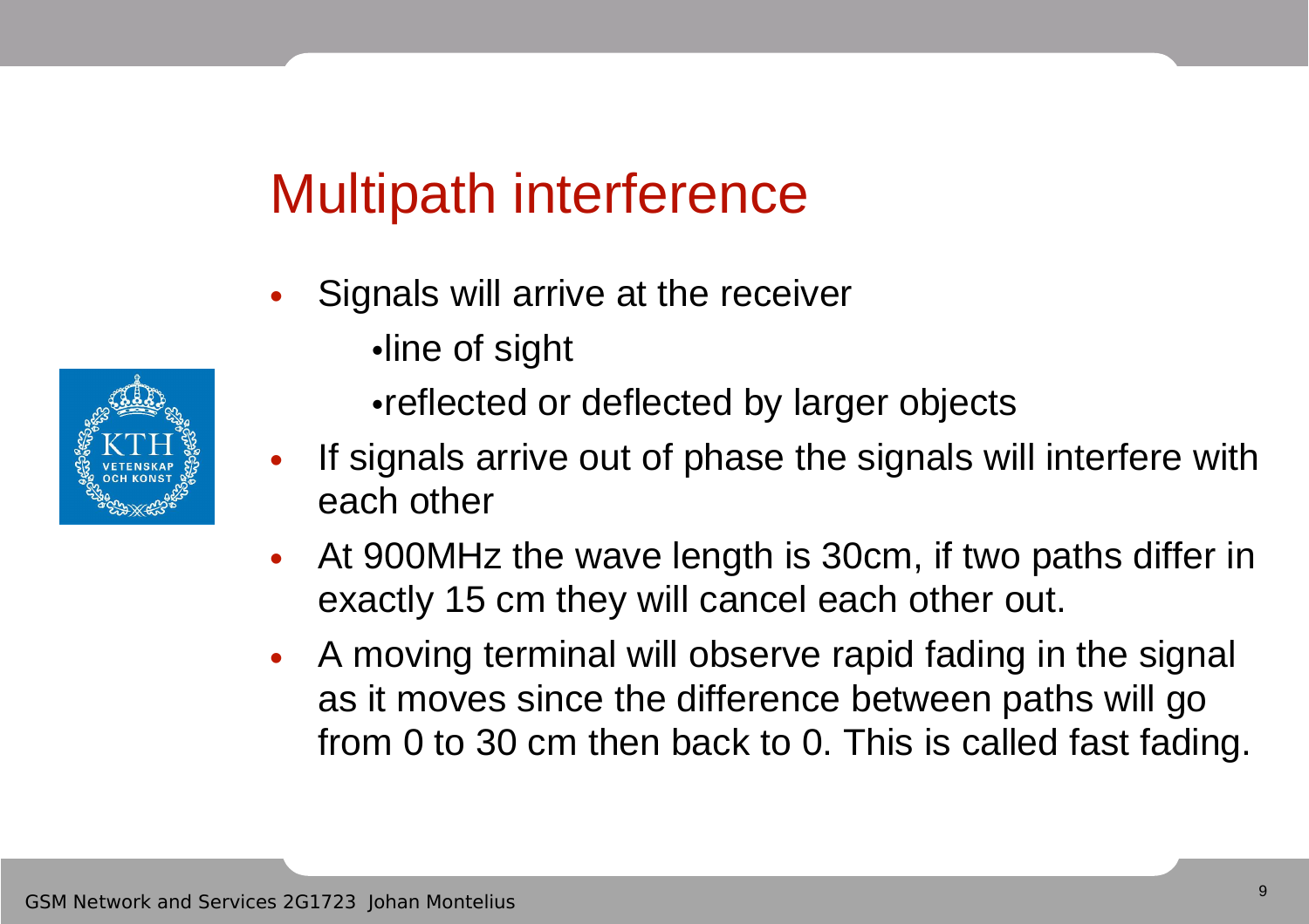# Multipath interference

- Signals will arrive at the receiver
  - line of sight
  - reflected or deflected by larger objects
- If signals arrive out of phase the signals will interfere with each other
- At 900MHz the wave length is 30cm, if two paths differ in exactly 15 cm they will cancel each other out.
- A moving terminal will observe rapid fading in the signal as it moves since the difference between paths will go from 0 to 30 cm then back to 0. This is called fast fading.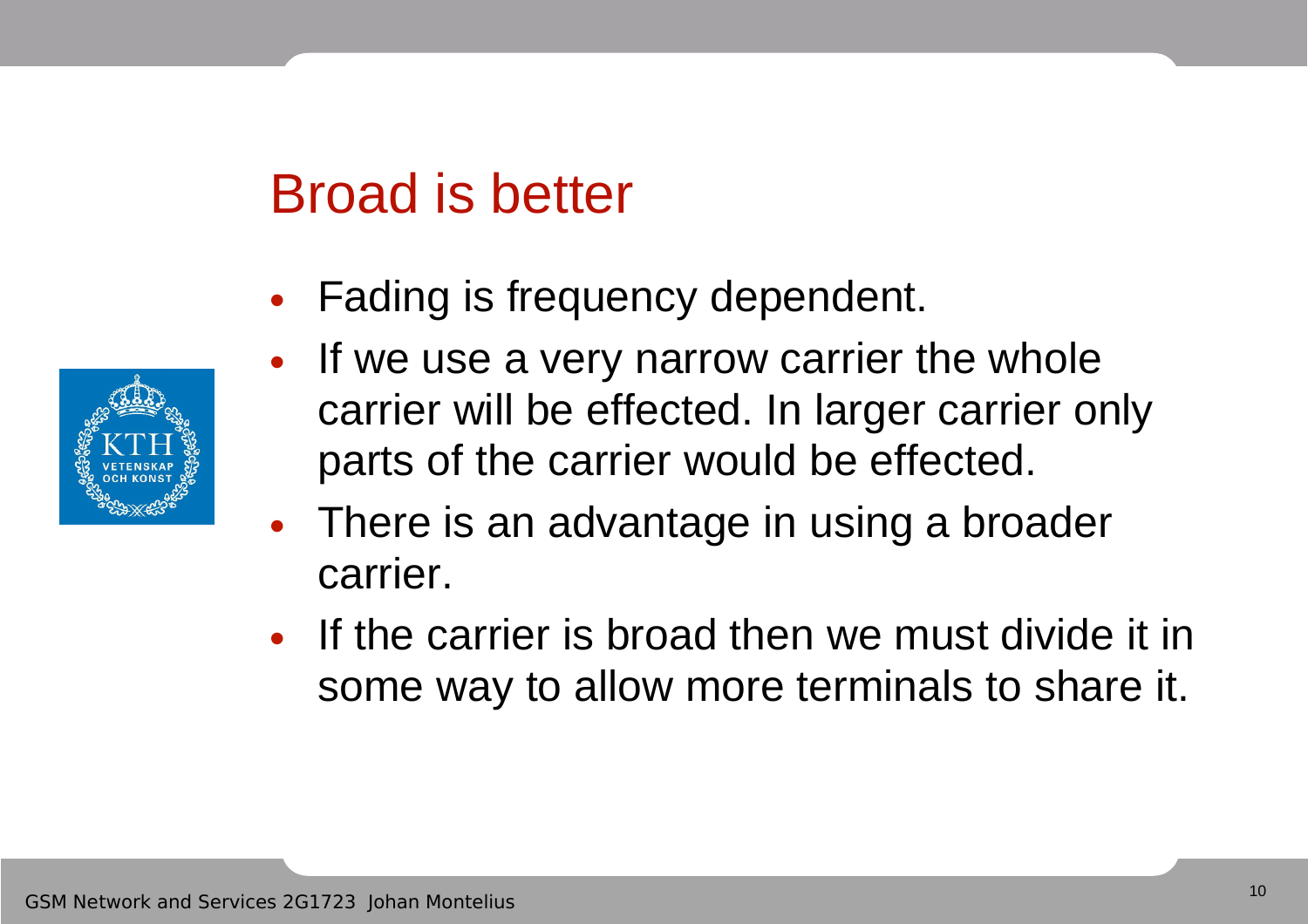# Broad is better

- Fading is frequency dependent.
- If we use a very narrow carrier the whole carrier will be effected. In larger carrier only parts of the carrier would be effected.
- There is an advantage in using a broader carrier.
- If the carrier is broad then we must divide it in some way to allow more terminals to share it.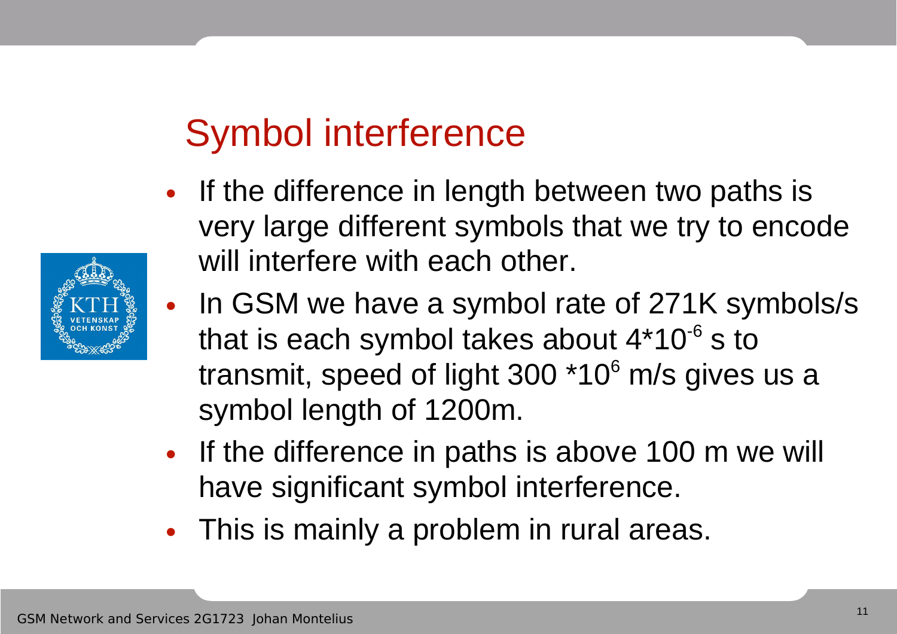# Symbol interference

- If the difference in length between two paths is very large different symbols that we try to encode will interfere with each other.
- In GSM we have a symbol rate of 271K symbols/s that is each symbol takes about $4*10^{-6}$ s to transmit, speed of light $300 *10^{6}$ m/s gives us a symbol length of 1200m.
- If the difference in paths is above 100 m we will have significant symbol interference.
- This is mainly a problem in rural areas.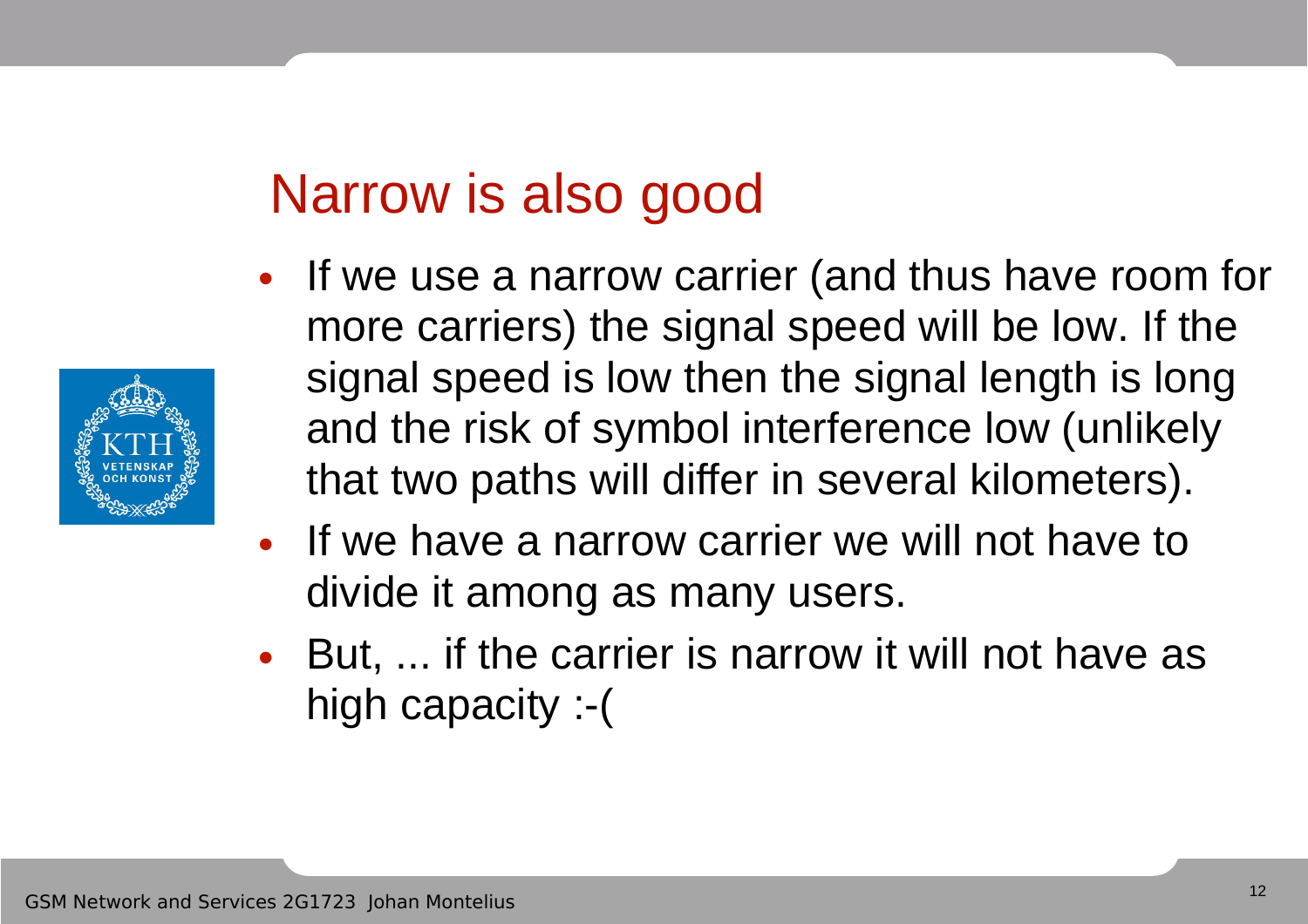# Narrow is also good

- If we use a narrow carrier (and thus have room for more carriers) the signal speed will be low. If the signal speed is low then the signal length is long and the risk of symbol interference low (unlikely that two paths will differ in several kilometers).
- If we have a narrow carrier we will not have to divide it among as many users.
- But, ... if the carrier is narrow it will not have as high capacity :-(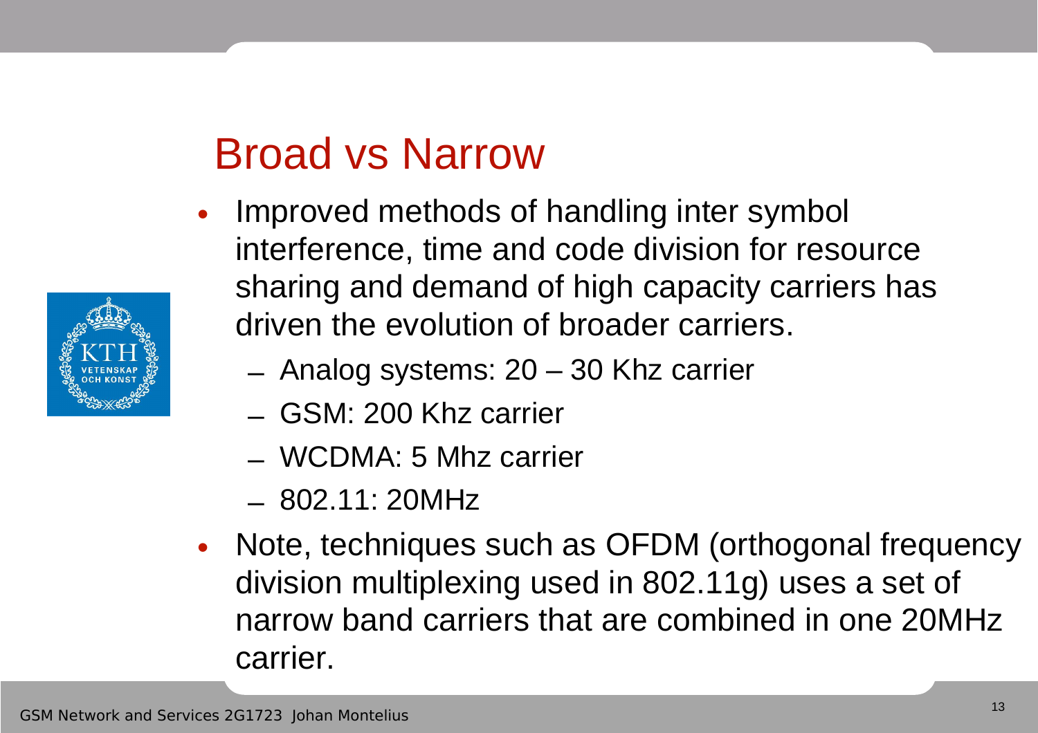# Broad vs Narrow

- Improved methods of handling inter symbol interference, time and code division for resource sharing and demand of high capacity carriers has driven the evolution of broader carriers.
  - Analog systems: 20 – 30 Khz carrier
  - GSM: 200 Khz carrier
  - WCDMA: 5 Mhz carrier
  - 802.11: 20MHz
- Note, techniques such as OFDM (orthogonal frequency division multiplexing used in 802.11g) uses a set of narrow band carriers that are combined in one 20MHz carrier.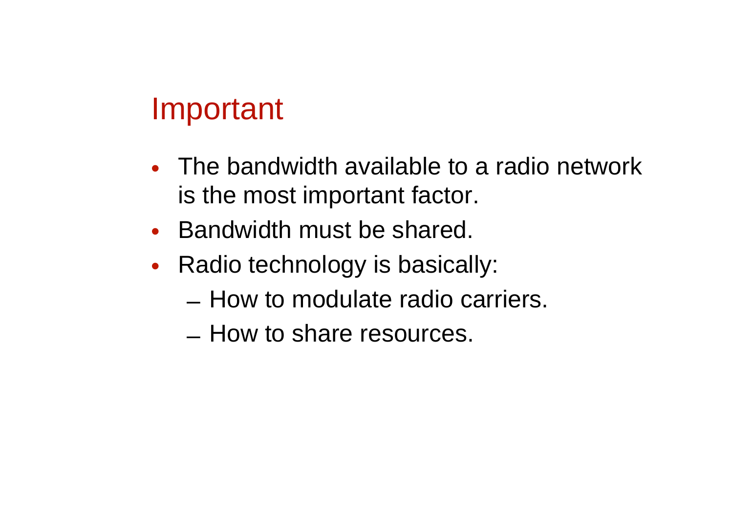# Important

- The bandwidth available to a radio network is the most important factor.
- Bandwidth must be shared.
- Radio technology is basically:
  - How to modulate radio carriers.
  - How to share resources.